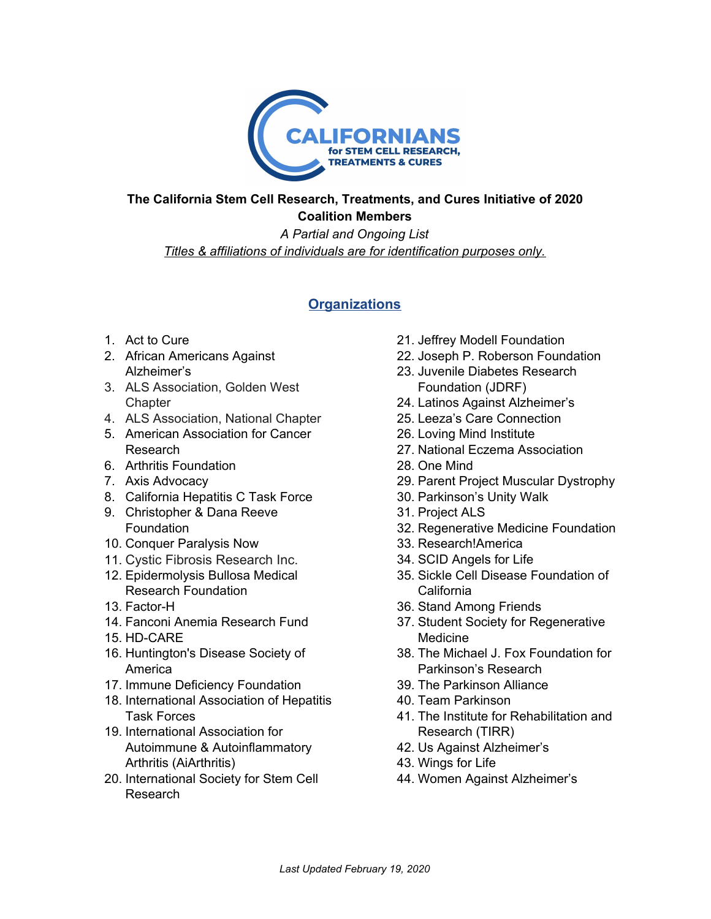CALIFORNIANS for STEM CELL RESEARCH, TREATMENTS & CURES

**The California Stem Cell Research, Treatments, and Cures Initiative of 2020**
**Coalition Members**

*A Partial and Ongoing List*

*Titles & affiliations of individuals are for identification purposes only.*

## Organizations

1. Act to Cure
2. African Americans Against Alzheimer's
3. ALS Association, Golden West Chapter
4. ALS Association, National Chapter
5. American Association for Cancer Research
6. Arthritis Foundation
7. Axis Advocacy
8. California Hepatitis C Task Force
9. Christopher & Dana Reeve Foundation
10. Conquer Paralysis Now
11. Cystic Fibrosis Research Inc.
12. Epidermolysis Bullosa Medical Research Foundation
13. Factor-H
14. Fanconi Anemia Research Fund
15. HD-CARE
16. Huntington's Disease Society of America
17. Immune Deficiency Foundation
18. International Association of Hepatitis Task Forces
19. International Association for Autoimmune & Autoinflammatory Arthritis (AiArthritis)
20. International Society for Stem Cell Research
21. Jeffrey Modell Foundation
22. Joseph P. Roberson Foundation
23. Juvenile Diabetes Research Foundation (JDRF)
24. Latinos Against Alzheimer's
25. Leeza's Care Connection
26. Loving Mind Institute
27. National Eczema Association
28. One Mind
29. Parent Project Muscular Dystrophy
30. Parkinson's Unity Walk
31. Project ALS
32. Regenerative Medicine Foundation
33. Research!America
34. SCID Angels for Life
35. Sickle Cell Disease Foundation of California
36. Stand Among Friends
37. Student Society for Regenerative Medicine
38. The Michael J. Fox Foundation for Parkinson's Research
39. The Parkinson Alliance
40. Team Parkinson
41. The Institute for Rehabilitation and Research (TIRR)
42. Us Against Alzheimer's
43. Wings for Life
44. Women Against Alzheimer's

*Last Updated February 19, 2020*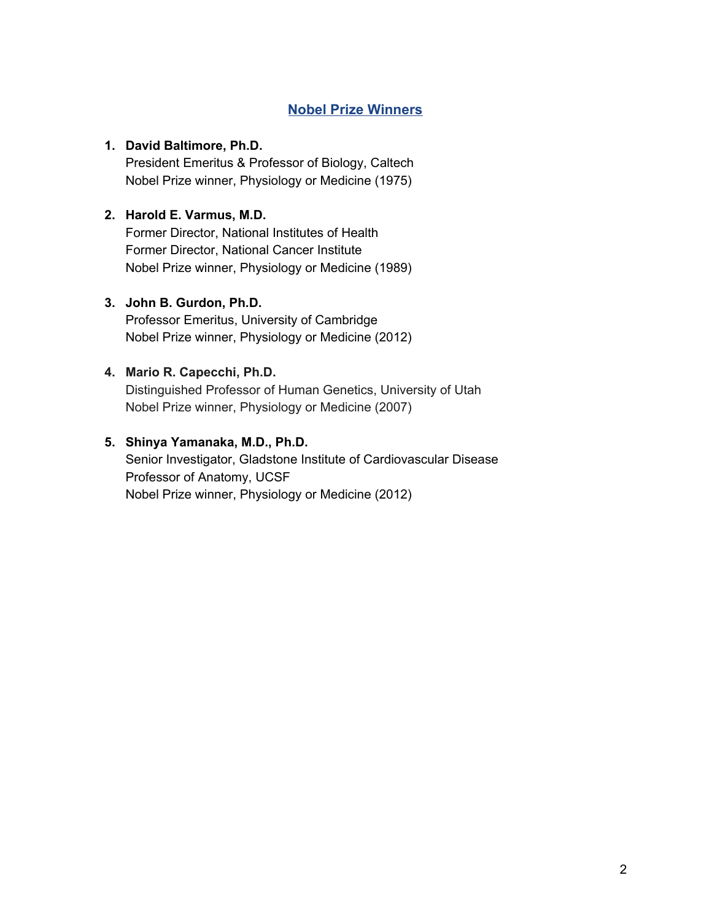## Nobel Prize Winners

1. **David Baltimore, Ph.D.**
   President Emeritus & Professor of Biology, Caltech
   Nobel Prize winner, Physiology or Medicine (1975)

2. **Harold E. Varmus, M.D.**
   Former Director, National Institutes of Health
   Former Director, National Cancer Institute
   Nobel Prize winner, Physiology or Medicine (1989)

3. **John B. Gurdon, Ph.D.**
   Professor Emeritus, University of Cambridge
   Nobel Prize winner, Physiology or Medicine (2012)

4. **Mario R. Capecchi, Ph.D.**
   Distinguished Professor of Human Genetics, University of Utah
   Nobel Prize winner, Physiology or Medicine (2007)

5. **Shinya Yamanaka, M.D., Ph.D.**
   Senior Investigator, Gladstone Institute of Cardiovascular Disease
   Professor of Anatomy, UCSF
   Nobel Prize winner, Physiology or Medicine (2012)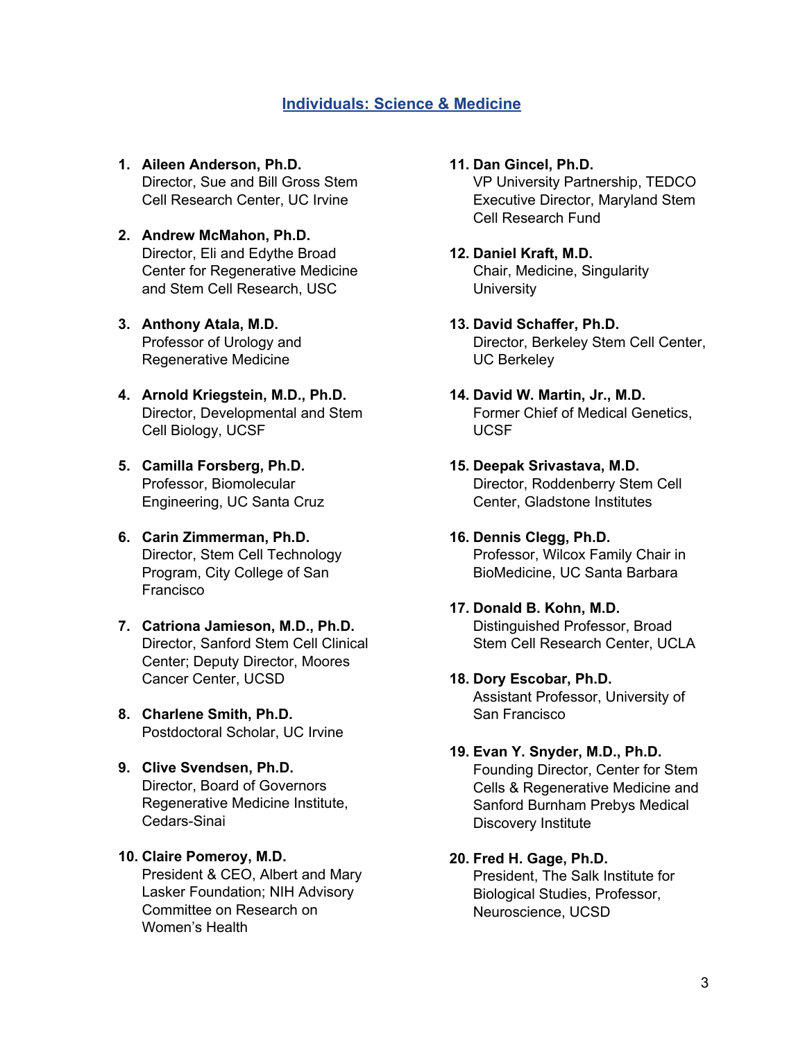## Individuals: Science & Medicine

1. **Aileen Anderson, Ph.D.**
   Director, Sue and Bill Gross Stem Cell Research Center, UC Irvine

2. **Andrew McMahon, Ph.D.**
   Director, Eli and Edythe Broad Center for Regenerative Medicine and Stem Cell Research, USC

3. **Anthony Atala, M.D.**
   Professor of Urology and Regenerative Medicine

4. **Arnold Kriegstein, M.D., Ph.D.**
   Director, Developmental and Stem Cell Biology, UCSF

5. **Camilla Forsberg, Ph.D.**
   Professor, Biomolecular Engineering, UC Santa Cruz

6. **Carin Zimmerman, Ph.D.**
   Director, Stem Cell Technology Program, City College of San Francisco

7. **Catriona Jamieson, M.D., Ph.D.**
   Director, Sanford Stem Cell Clinical Center; Deputy Director, Moores Cancer Center, UCSD

8. **Charlene Smith, Ph.D.**
   Postdoctoral Scholar, UC Irvine

9. **Clive Svendsen, Ph.D.**
   Director, Board of Governors Regenerative Medicine Institute, Cedars-Sinai

10. **Claire Pomeroy, M.D.**
    President & CEO, Albert and Mary Lasker Foundation; NIH Advisory Committee on Research on Women's Health

11. **Dan Gincel, Ph.D.**
    VP University Partnership, TEDCO Executive Director, Maryland Stem Cell Research Fund

12. **Daniel Kraft, M.D.**
    Chair, Medicine, Singularity University

13. **David Schaffer, Ph.D.**
    Director, Berkeley Stem Cell Center, UC Berkeley

14. **David W. Martin, Jr., M.D.**
    Former Chief of Medical Genetics, UCSF

15. **Deepak Srivastava, M.D.**
    Director, Roddenberry Stem Cell Center, Gladstone Institutes

16. **Dennis Clegg, Ph.D.**
    Professor, Wilcox Family Chair in BioMedicine, UC Santa Barbara

17. **Donald B. Kohn, M.D.**
    Distinguished Professor, Broad Stem Cell Research Center, UCLA

18. **Dory Escobar, Ph.D.**
    Assistant Professor, University of San Francisco

19. **Evan Y. Snyder, M.D., Ph.D.**
    Founding Director, Center for Stem Cells & Regenerative Medicine and Sanford Burnham Prebys Medical Discovery Institute

20. **Fred H. Gage, Ph.D.**
    President, The Salk Institute for Biological Studies, Professor, Neuroscience, UCSD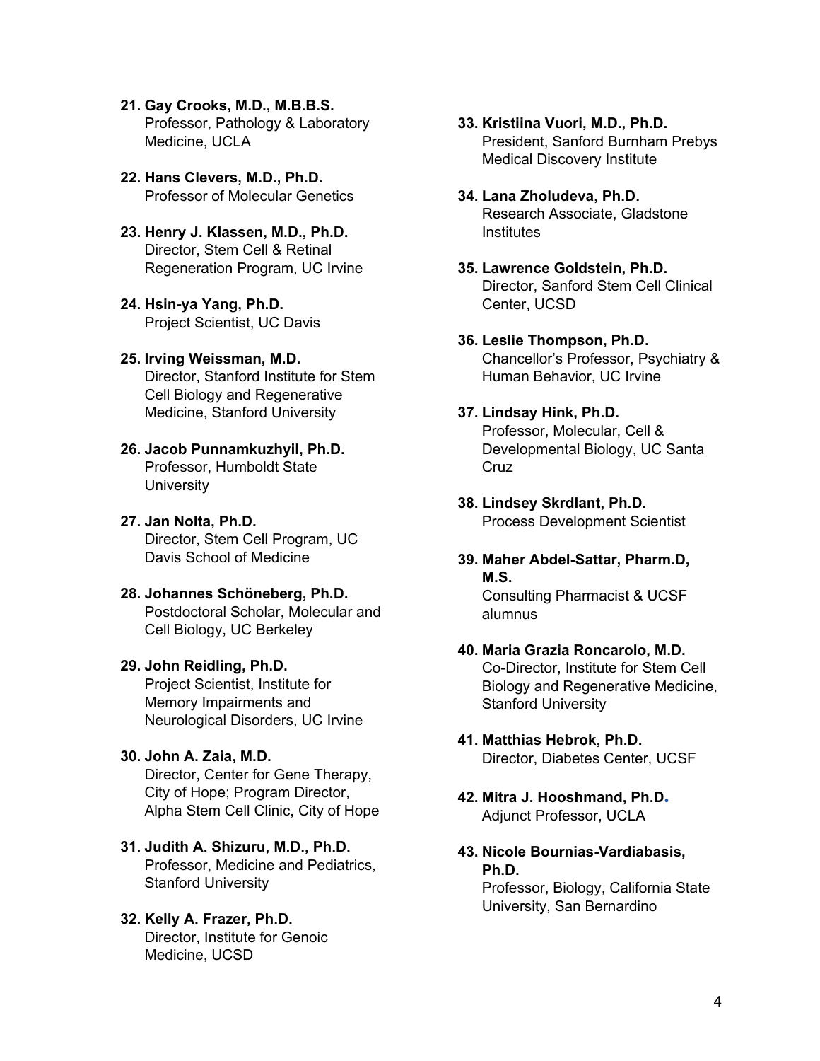21. **Gay Crooks, M.D., M.B.B.S.**
    Professor, Pathology & Laboratory Medicine, UCLA

22. **Hans Clevers, M.D., Ph.D.**
    Professor of Molecular Genetics

23. **Henry J. Klassen, M.D., Ph.D.**
    Director, Stem Cell & Retinal Regeneration Program, UC Irvine

24. **Hsin-ya Yang, Ph.D.**
    Project Scientist, UC Davis

25. **Irving Weissman, M.D.**
    Director, Stanford Institute for Stem Cell Biology and Regenerative Medicine, Stanford University

26. **Jacob Punnamkuzhyil, Ph.D.**
    Professor, Humboldt State University

27. **Jan Nolta, Ph.D.**
    Director, Stem Cell Program, UC Davis School of Medicine

28. **Johannes Schöneberg, Ph.D.**
    Postdoctoral Scholar, Molecular and Cell Biology, UC Berkeley

29. **John Reidling, Ph.D.**
    Project Scientist, Institute for Memory Impairments and Neurological Disorders, UC Irvine

30. **John A. Zaia, M.D.**
    Director, Center for Gene Therapy, City of Hope; Program Director, Alpha Stem Cell Clinic, City of Hope

31. **Judith A. Shizuru, M.D., Ph.D.**
    Professor, Medicine and Pediatrics, Stanford University

32. **Kelly A. Frazer, Ph.D.**
    Director, Institute for Genoic Medicine, UCSD

33. **Kristiina Vuori, M.D., Ph.D.**
    President, Sanford Burnham Prebys Medical Discovery Institute

34. **Lana Zholudeva, Ph.D.**
    Research Associate, Gladstone Institutes

35. **Lawrence Goldstein, Ph.D.**
    Director, Sanford Stem Cell Clinical Center, UCSD

36. **Leslie Thompson, Ph.D.**
    Chancellor's Professor, Psychiatry & Human Behavior, UC Irvine

37. **Lindsay Hink, Ph.D.**
    Professor, Molecular, Cell & Developmental Biology, UC Santa Cruz

38. **Lindsey Skrdlant, Ph.D.**
    Process Development Scientist

39. **Maher Abdel-Sattar, Pharm.D, M.S.**
    Consulting Pharmacist & UCSF alumnus

40. **Maria Grazia Roncarolo, M.D.**
    Co-Director, Institute for Stem Cell Biology and Regenerative Medicine, Stanford University

41. **Matthias Hebrok, Ph.D.**
    Director, Diabetes Center, UCSF

42. **Mitra J. Hooshmand, Ph.D.**
    Adjunct Professor, UCLA

43. **Nicole Bournias-Vardiabasis, Ph.D.**
    Professor, Biology, California State University, San Bernardino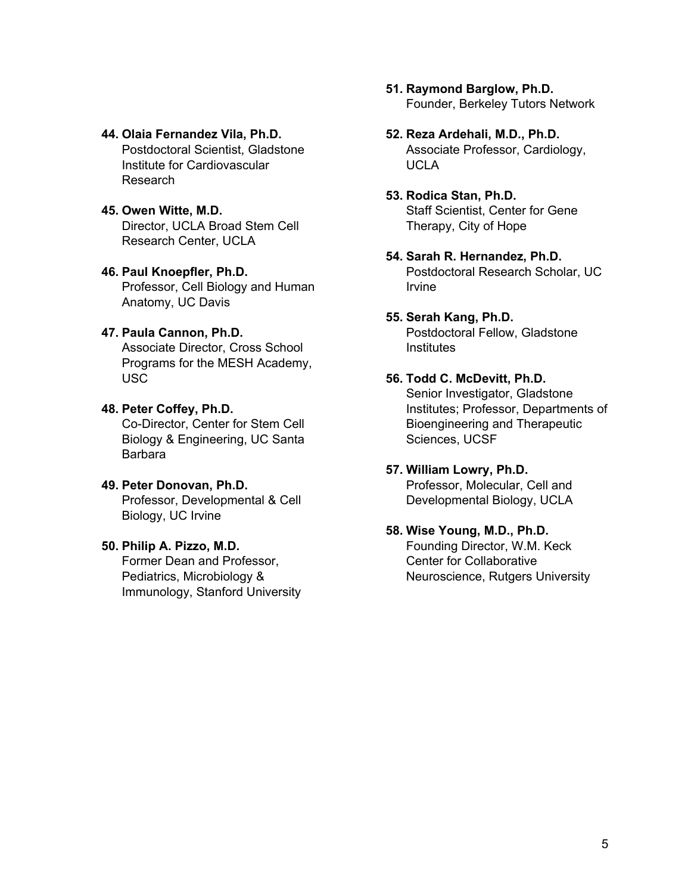44. **Olaia Fernandez Vila, Ph.D.**
    Postdoctoral Scientist, Gladstone Institute for Cardiovascular Research

45. **Owen Witte, M.D.**
    Director, UCLA Broad Stem Cell Research Center, UCLA

46. **Paul Knoepfler, Ph.D.**
    Professor, Cell Biology and Human Anatomy, UC Davis

47. **Paula Cannon, Ph.D.**
    Associate Director, Cross School Programs for the MESH Academy, USC

48. **Peter Coffey, Ph.D.**
    Co-Director, Center for Stem Cell Biology & Engineering, UC Santa Barbara

49. **Peter Donovan, Ph.D.**
    Professor, Developmental & Cell Biology, UC Irvine

50. **Philip A. Pizzo, M.D.**
    Former Dean and Professor, Pediatrics, Microbiology & Immunology, Stanford University

51. **Raymond Barglow, Ph.D.**
    Founder, Berkeley Tutors Network

52. **Reza Ardehali, M.D., Ph.D.**
    Associate Professor, Cardiology, UCLA

53. **Rodica Stan, Ph.D.**
    Staff Scientist, Center for Gene Therapy, City of Hope

54. **Sarah R. Hernandez, Ph.D.**
    Postdoctoral Research Scholar, UC Irvine

55. **Serah Kang, Ph.D.**
    Postdoctoral Fellow, Gladstone Institutes

56. **Todd C. McDevitt, Ph.D.**
    Senior Investigator, Gladstone Institutes; Professor, Departments of Bioengineering and Therapeutic Sciences, UCSF

57. **William Lowry, Ph.D.**
    Professor, Molecular, Cell and Developmental Biology, UCLA

58. **Wise Young, M.D., Ph.D.**
    Founding Director, W.M. Keck Center for Collaborative Neuroscience, Rutgers University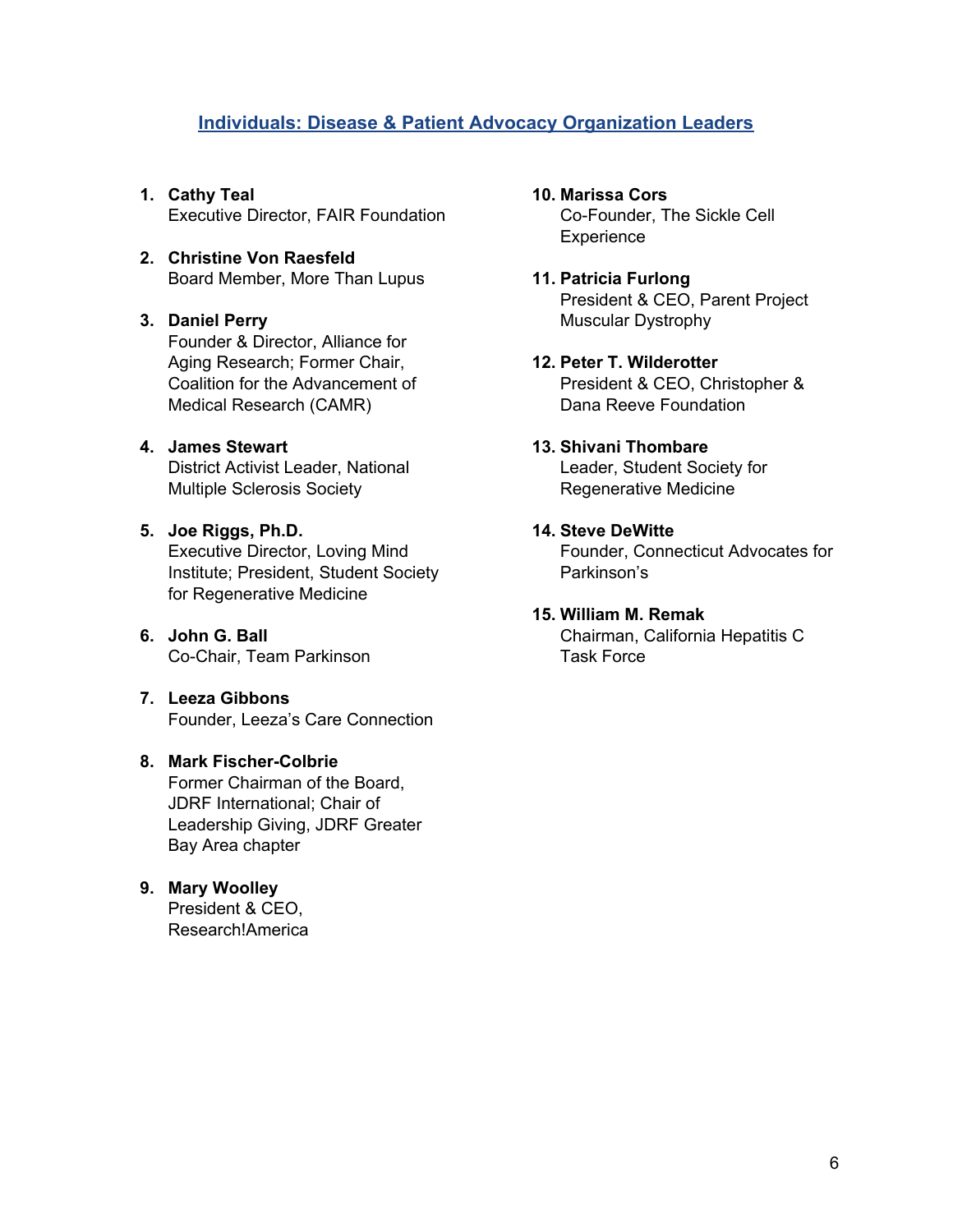## Individuals: Disease & Patient Advocacy Organization Leaders

1. **Cathy Teal**
   Executive Director, FAIR Foundation

2. **Christine Von Raesfeld**
   Board Member, More Than Lupus

3. **Daniel Perry**
   Founder & Director, Alliance for Aging Research; Former Chair, Coalition for the Advancement of Medical Research (CAMR)

4. **James Stewart**
   District Activist Leader, National Multiple Sclerosis Society

5. **Joe Riggs, Ph.D.**
   Executive Director, Loving Mind Institute; President, Student Society for Regenerative Medicine

6. **John G. Ball**
   Co-Chair, Team Parkinson

7. **Leeza Gibbons**
   Founder, Leeza's Care Connection

8. **Mark Fischer-Colbrie**
   Former Chairman of the Board, JDRF International; Chair of Leadership Giving, JDRF Greater Bay Area chapter

9. **Mary Woolley**
   President & CEO, Research!America

10. **Marissa Cors**
    Co-Founder, The Sickle Cell Experience

11. **Patricia Furlong**
    President & CEO, Parent Project Muscular Dystrophy

12. **Peter T. Wilderotter**
    President & CEO, Christopher & Dana Reeve Foundation

13. **Shivani Thombare**
    Leader, Student Society for Regenerative Medicine

14. **Steve DeWitte**
    Founder, Connecticut Advocates for Parkinson's

15. **William M. Remak**
    Chairman, California Hepatitis C Task Force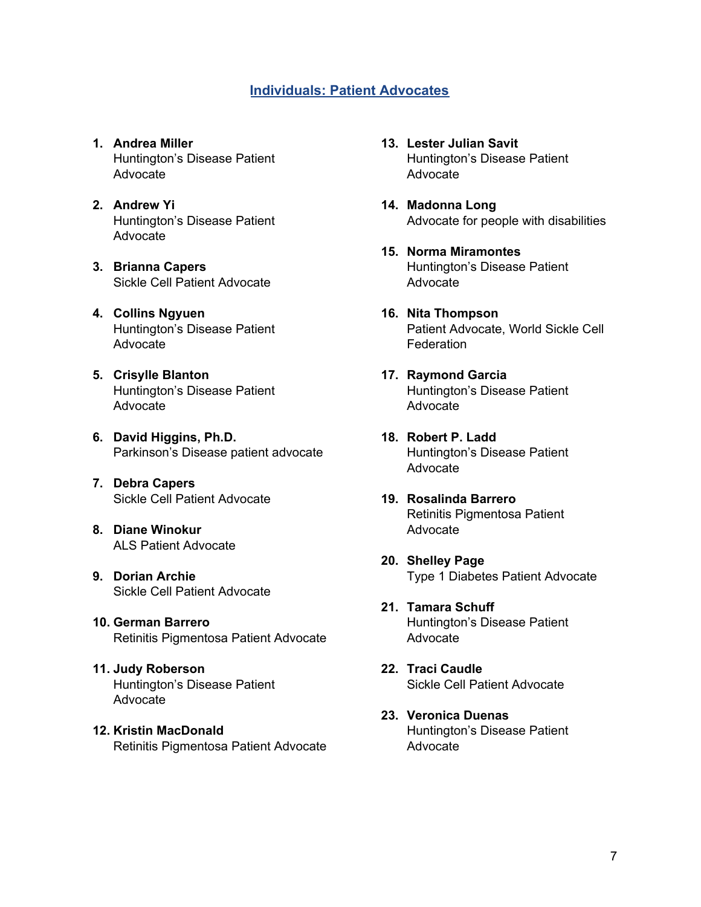## Individuals: Patient Advocates

1. **Andrea Miller**
   Huntington's Disease Patient Advocate

2. **Andrew Yi**
   Huntington's Disease Patient Advocate

3. **Brianna Capers**
   Sickle Cell Patient Advocate

4. **Collins Ngyuen**
   Huntington's Disease Patient Advocate

5. **Crisylle Blanton**
   Huntington's Disease Patient Advocate

6. **David Higgins, Ph.D.**
   Parkinson's Disease patient advocate

7. **Debra Capers**
   Sickle Cell Patient Advocate

8. **Diane Winokur**
   ALS Patient Advocate

9. **Dorian Archie**
   Sickle Cell Patient Advocate

10. **German Barrero**
    Retinitis Pigmentosa Patient Advocate

11. **Judy Roberson**
    Huntington's Disease Patient Advocate

12. **Kristin MacDonald**
    Retinitis Pigmentosa Patient Advocate

13. **Lester Julian Savit**
    Huntington's Disease Patient Advocate

14. **Madonna Long**
    Advocate for people with disabilities

15. **Norma Miramontes**
    Huntington's Disease Patient Advocate

16. **Nita Thompson**
    Patient Advocate, World Sickle Cell Federation

17. **Raymond Garcia**
    Huntington's Disease Patient Advocate

18. **Robert P. Ladd**
    Huntington's Disease Patient Advocate

19. **Rosalinda Barrero**
    Retinitis Pigmentosa Patient Advocate

20. **Shelley Page**
    Type 1 Diabetes Patient Advocate

21. **Tamara Schuff**
    Huntington's Disease Patient Advocate

22. **Traci Caudle**
    Sickle Cell Patient Advocate

23. **Veronica Duenas**
    Huntington's Disease Patient Advocate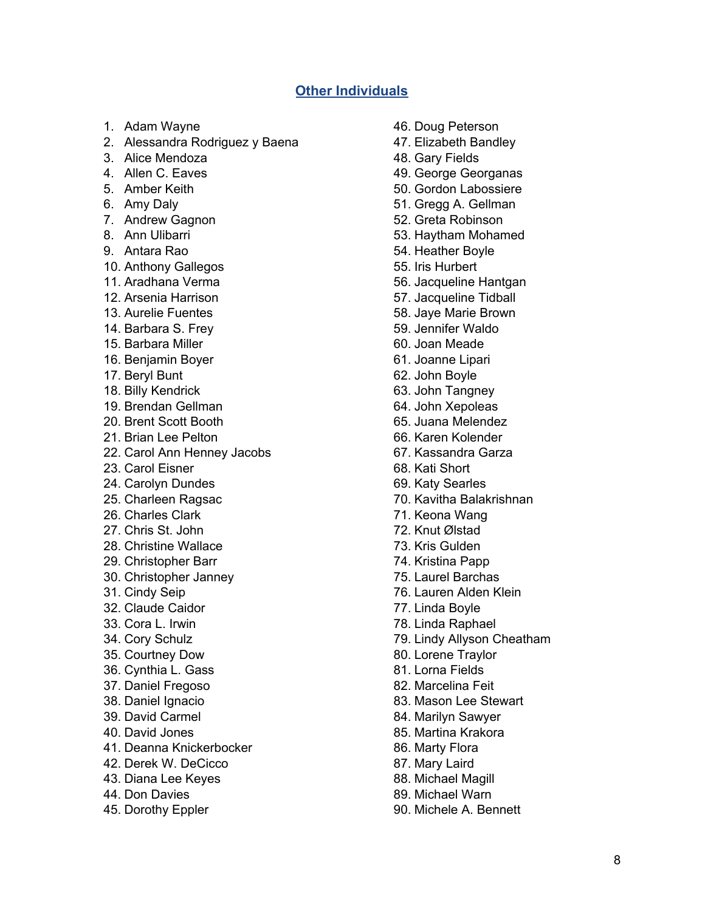## Other Individuals

1. Adam Wayne
2. Alessandra Rodriguez y Baena
3. Alice Mendoza
4. Allen C. Eaves
5. Amber Keith
6. Amy Daly
7. Andrew Gagnon
8. Ann Ulibarri
9. Antara Rao
10. Anthony Gallegos
11. Aradhana Verma
12. Arsenia Harrison
13. Aurelie Fuentes
14. Barbara S. Frey
15. Barbara Miller
16. Benjamin Boyer
17. Beryl Bunt
18. Billy Kendrick
19. Brendan Gellman
20. Brent Scott Booth
21. Brian Lee Pelton
22. Carol Ann Henney Jacobs
23. Carol Eisner
24. Carolyn Dundes
25. Charleen Ragsac
26. Charles Clark
27. Chris St. John
28. Christine Wallace
29. Christopher Barr
30. Christopher Janney
31. Cindy Seip
32. Claude Caidor
33. Cora L. Irwin
34. Cory Schulz
35. Courtney Dow
36. Cynthia L. Gass
37. Daniel Fregoso
38. Daniel Ignacio
39. David Carmel
40. David Jones
41. Deanna Knickerbocker
42. Derek W. DeCicco
43. Diana Lee Keyes
44. Don Davies
45. Dorothy Eppler
46. Doug Peterson
47. Elizabeth Bandley
48. Gary Fields
49. George Georganas
50. Gordon Labossiere
51. Gregg A. Gellman
52. Greta Robinson
53. Haytham Mohamed
54. Heather Boyle
55. Iris Hurbert
56. Jacqueline Hantgan
57. Jacqueline Tidball
58. Jaye Marie Brown
59. Jennifer Waldo
60. Joan Meade
61. Joanne Lipari
62. John Boyle
63. John Tangney
64. John Xepoleas
65. Juana Melendez
66. Karen Kolender
67. Kassandra Garza
68. Kati Short
69. Katy Searles
70. Kavitha Balakrishnan
71. Keona Wang
72. Knut Ølstad
73. Kris Gulden
74. Kristina Papp
75. Laurel Barchas
76. Lauren Alden Klein
77. Linda Boyle
78. Linda Raphael
79. Lindy Allyson Cheatham
80. Lorene Traylor
81. Lorna Fields
82. Marcelina Feit
83. Mason Lee Stewart
84. Marilyn Sawyer
85. Martina Krakora
86. Marty Flora
87. Mary Laird
88. Michael Magill
89. Michael Warn
90. Michele A. Bennett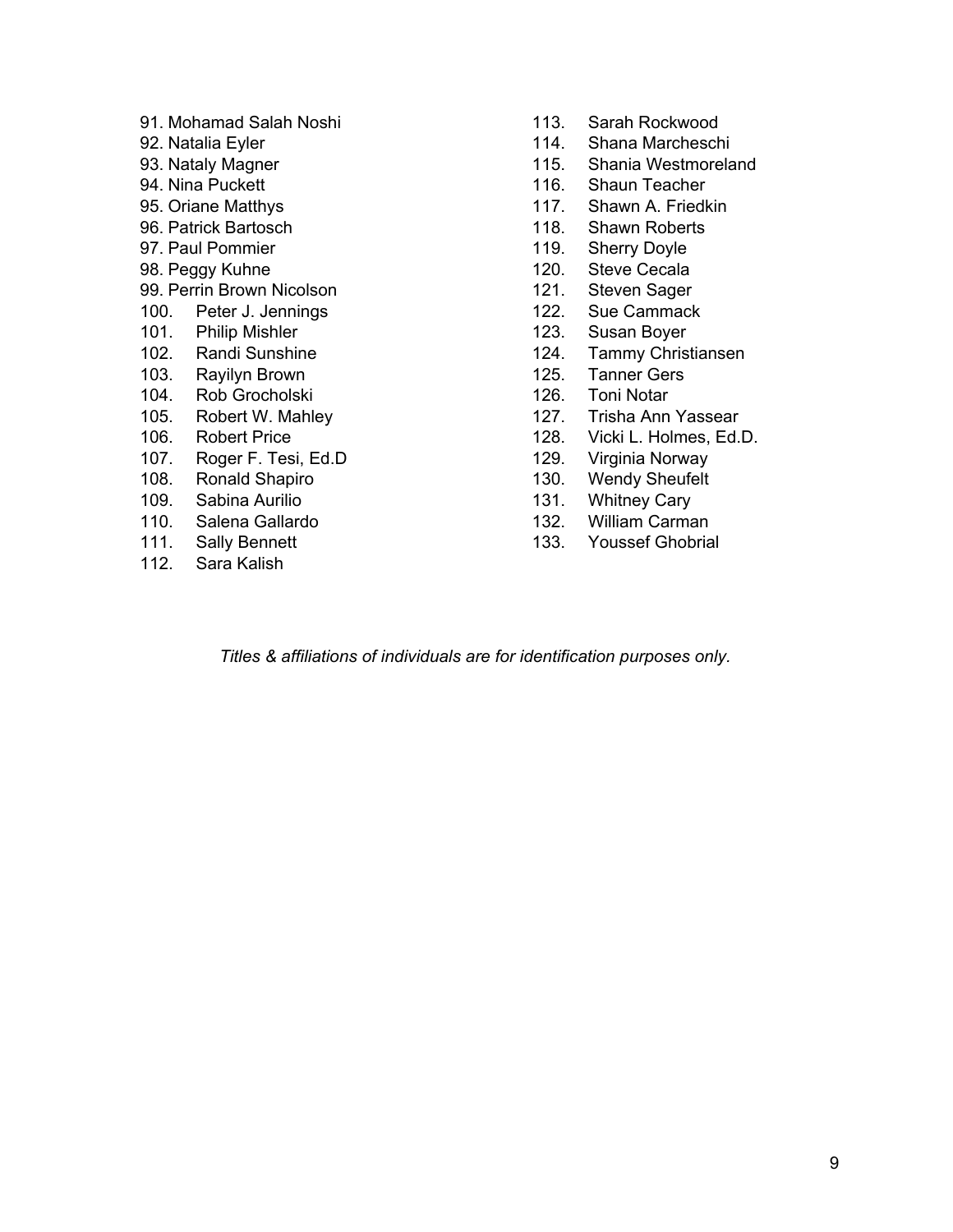91. Mohamad Salah Noshi
92. Natalia Eyler
93. Nataly Magner
94. Nina Puckett
95. Oriane Matthys
96. Patrick Bartosch
97. Paul Pommier
98. Peggy Kuhne
99. Perrin Brown Nicolson
100. Peter J. Jennings
101. Philip Mishler
102. Randi Sunshine
103. Rayilyn Brown
104. Rob Grocholski
105. Robert W. Mahley
106. Robert Price
107. Roger F. Tesi, Ed.D
108. Ronald Shapiro
109. Sabina Aurilio
110. Salena Gallardo
111. Sally Bennett
112. Sara Kalish
113. Sarah Rockwood
114. Shana Marcheschi
115. Shania Westmoreland
116. Shaun Teacher
117. Shawn A. Friedkin
118. Shawn Roberts
119. Sherry Doyle
120. Steve Cecala
121. Steven Sager
122. Sue Cammack
123. Susan Boyer
124. Tammy Christiansen
125. Tanner Gers
126. Toni Notar
127. Trisha Ann Yassear
128. Vicki L. Holmes, Ed.D.
129. Virginia Norway
130. Wendy Sheufelt
131. Whitney Cary
132. William Carman
133. Youssef Ghobrial

*Titles & affiliations of individuals are for identification purposes only.*